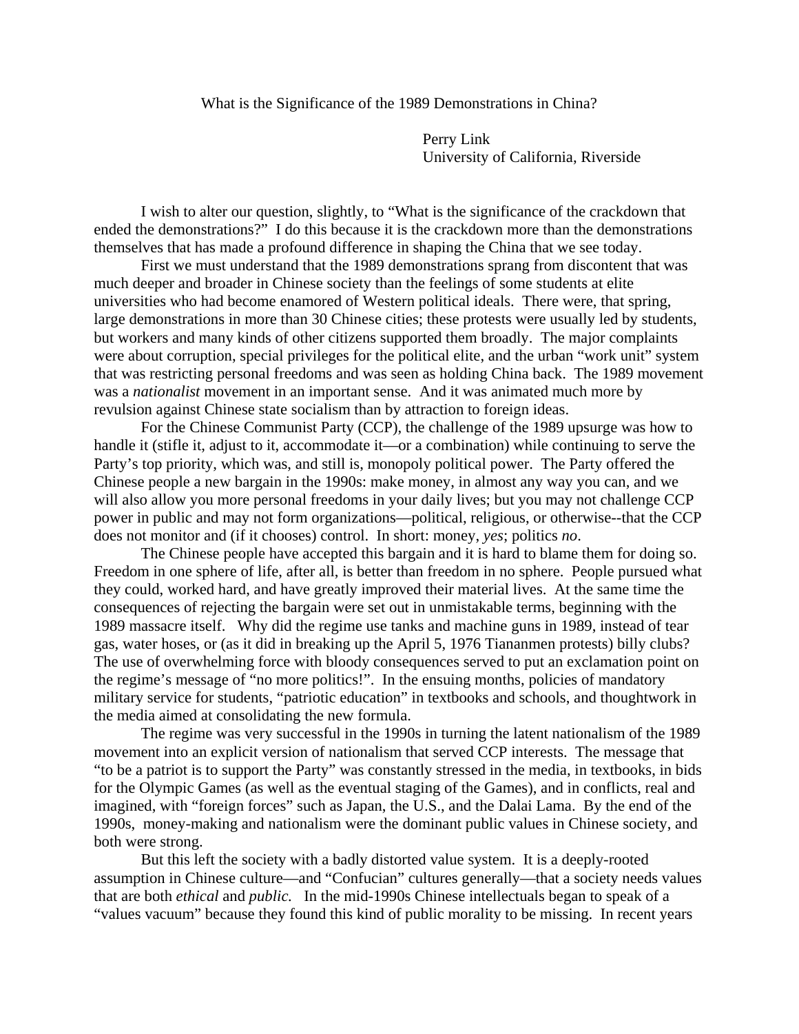# What is the Significance of the 1989 Demonstrations in China?

Perry Link
University of California, Riverside

I wish to alter our question, slightly, to "What is the significance of the crackdown that ended the demonstrations?" I do this because it is the crackdown more than the demonstrations themselves that has made a profound difference in shaping the China that we see today.

First we must understand that the 1989 demonstrations sprang from discontent that was much deeper and broader in Chinese society than the feelings of some students at elite universities who had become enamored of Western political ideals. There were, that spring, large demonstrations in more than 30 Chinese cities; these protests were usually led by students, but workers and many kinds of other citizens supported them broadly. The major complaints were about corruption, special privileges for the political elite, and the urban "work unit" system that was restricting personal freedoms and was seen as holding China back. The 1989 movement was a *nationalist* movement in an important sense. And it was animated much more by revulsion against Chinese state socialism than by attraction to foreign ideas.

For the Chinese Communist Party (CCP), the challenge of the 1989 upsurge was how to handle it (stifle it, adjust to it, accommodate it—or a combination) while continuing to serve the Party's top priority, which was, and still is, monopoly political power. The Party offered the Chinese people a new bargain in the 1990s: make money, in almost any way you can, and we will also allow you more personal freedoms in your daily lives; but you may not challenge CCP power in public and may not form organizations—political, religious, or otherwise--that the CCP does not monitor and (if it chooses) control. In short: money, *yes*; politics *no*.

The Chinese people have accepted this bargain and it is hard to blame them for doing so. Freedom in one sphere of life, after all, is better than freedom in no sphere. People pursued what they could, worked hard, and have greatly improved their material lives. At the same time the consequences of rejecting the bargain were set out in unmistakable terms, beginning with the 1989 massacre itself. Why did the regime use tanks and machine guns in 1989, instead of tear gas, water hoses, or (as it did in breaking up the April 5, 1976 Tiananmen protests) billy clubs? The use of overwhelming force with bloody consequences served to put an exclamation point on the regime's message of "no more politics!". In the ensuing months, policies of mandatory military service for students, "patriotic education" in textbooks and schools, and thoughtwork in the media aimed at consolidating the new formula.

The regime was very successful in the 1990s in turning the latent nationalism of the 1989 movement into an explicit version of nationalism that served CCP interests. The message that "to be a patriot is to support the Party" was constantly stressed in the media, in textbooks, in bids for the Olympic Games (as well as the eventual staging of the Games), and in conflicts, real and imagined, with "foreign forces" such as Japan, the U.S., and the Dalai Lama. By the end of the 1990s, money-making and nationalism were the dominant public values in Chinese society, and both were strong.

But this left the society with a badly distorted value system. It is a deeply-rooted assumption in Chinese culture—and "Confucian" cultures generally—that a society needs values that are both *ethical* and *public*. In the mid-1990s Chinese intellectuals began to speak of a "values vacuum" because they found this kind of public morality to be missing. In recent years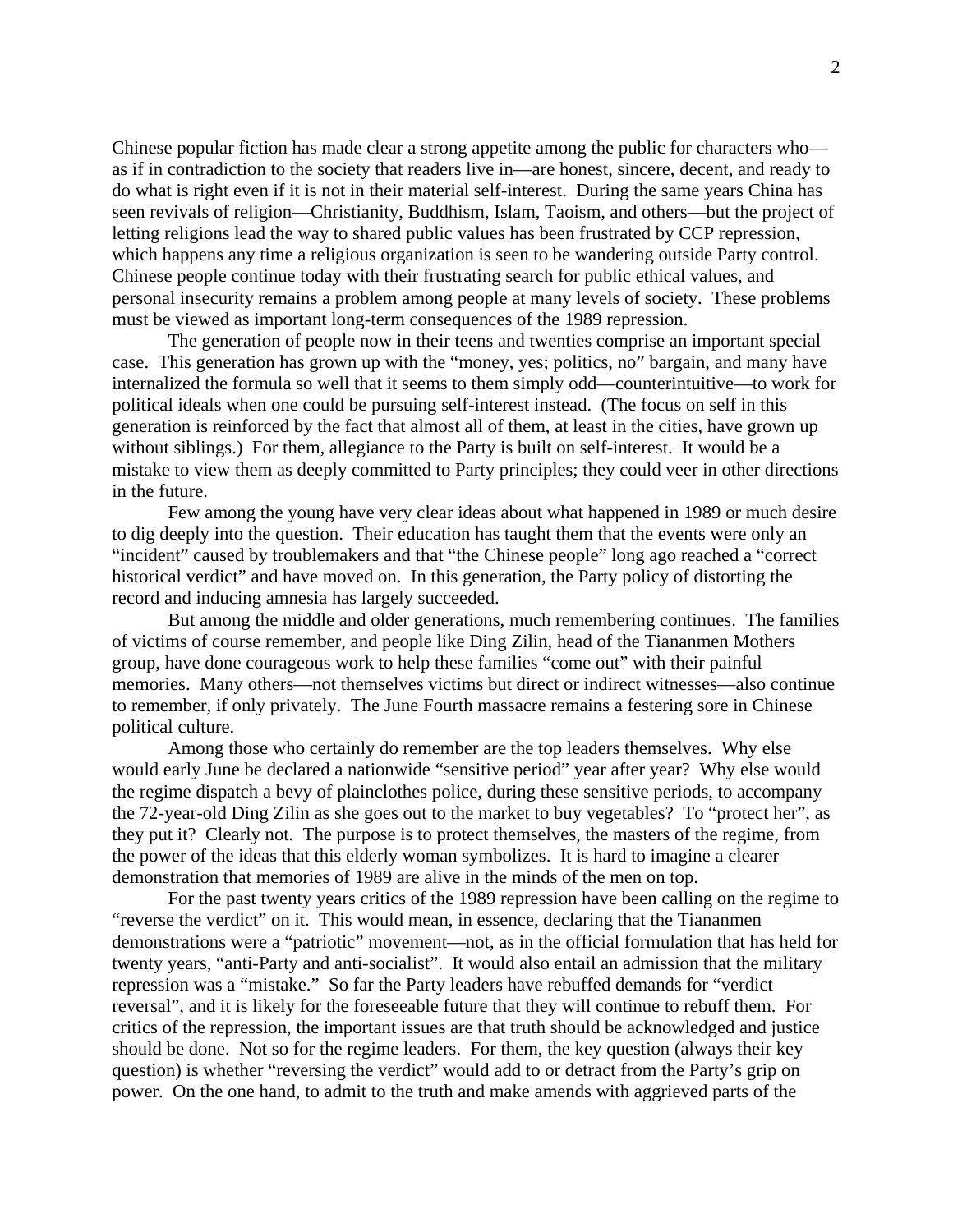Chinese popular fiction has made clear a strong appetite among the public for characters who—as if in contradiction to the society that readers live in—are honest, sincere, decent, and ready to do what is right even if it is not in their material self-interest. During the same years China has seen revivals of religion—Christianity, Buddhism, Islam, Taoism, and others—but the project of letting religions lead the way to shared public values has been frustrated by CCP repression, which happens any time a religious organization is seen to be wandering outside Party control. Chinese people continue today with their frustrating search for public ethical values, and personal insecurity remains a problem among people at many levels of society. These problems must be viewed as important long-term consequences of the 1989 repression.

The generation of people now in their teens and twenties comprise an important special case. This generation has grown up with the "money, yes; politics, no" bargain, and many have internalized the formula so well that it seems to them simply odd—counterintuitive—to work for political ideals when one could be pursuing self-interest instead. (The focus on self in this generation is reinforced by the fact that almost all of them, at least in the cities, have grown up without siblings.) For them, allegiance to the Party is built on self-interest. It would be a mistake to view them as deeply committed to Party principles; they could veer in other directions in the future.

Few among the young have very clear ideas about what happened in 1989 or much desire to dig deeply into the question. Their education has taught them that the events were only an "incident" caused by troublemakers and that "the Chinese people" long ago reached a "correct historical verdict" and have moved on. In this generation, the Party policy of distorting the record and inducing amnesia has largely succeeded.

But among the middle and older generations, much remembering continues. The families of victims of course remember, and people like Ding Zilin, head of the Tiananmen Mothers group, have done courageous work to help these families "come out" with their painful memories. Many others—not themselves victims but direct or indirect witnesses—also continue to remember, if only privately. The June Fourth massacre remains a festering sore in Chinese political culture.

Among those who certainly do remember are the top leaders themselves. Why else would early June be declared a nationwide "sensitive period" year after year? Why else would the regime dispatch a bevy of plainclothes police, during these sensitive periods, to accompany the 72-year-old Ding Zilin as she goes out to the market to buy vegetables? To "protect her", as they put it? Clearly not. The purpose is to protect themselves, the masters of the regime, from the power of the ideas that this elderly woman symbolizes. It is hard to imagine a clearer demonstration that memories of 1989 are alive in the minds of the men on top.

For the past twenty years critics of the 1989 repression have been calling on the regime to "reverse the verdict" on it. This would mean, in essence, declaring that the Tiananmen demonstrations were a "patriotic" movement—not, as in the official formulation that has held for twenty years, "anti-Party and anti-socialist". It would also entail an admission that the military repression was a "mistake." So far the Party leaders have rebuffed demands for "verdict reversal", and it is likely for the foreseeable future that they will continue to rebuff them. For critics of the repression, the important issues are that truth should be acknowledged and justice should be done. Not so for the regime leaders. For them, the key question (always their key question) is whether "reversing the verdict" would add to or detract from the Party's grip on power. On the one hand, to admit to the truth and make amends with aggrieved parts of the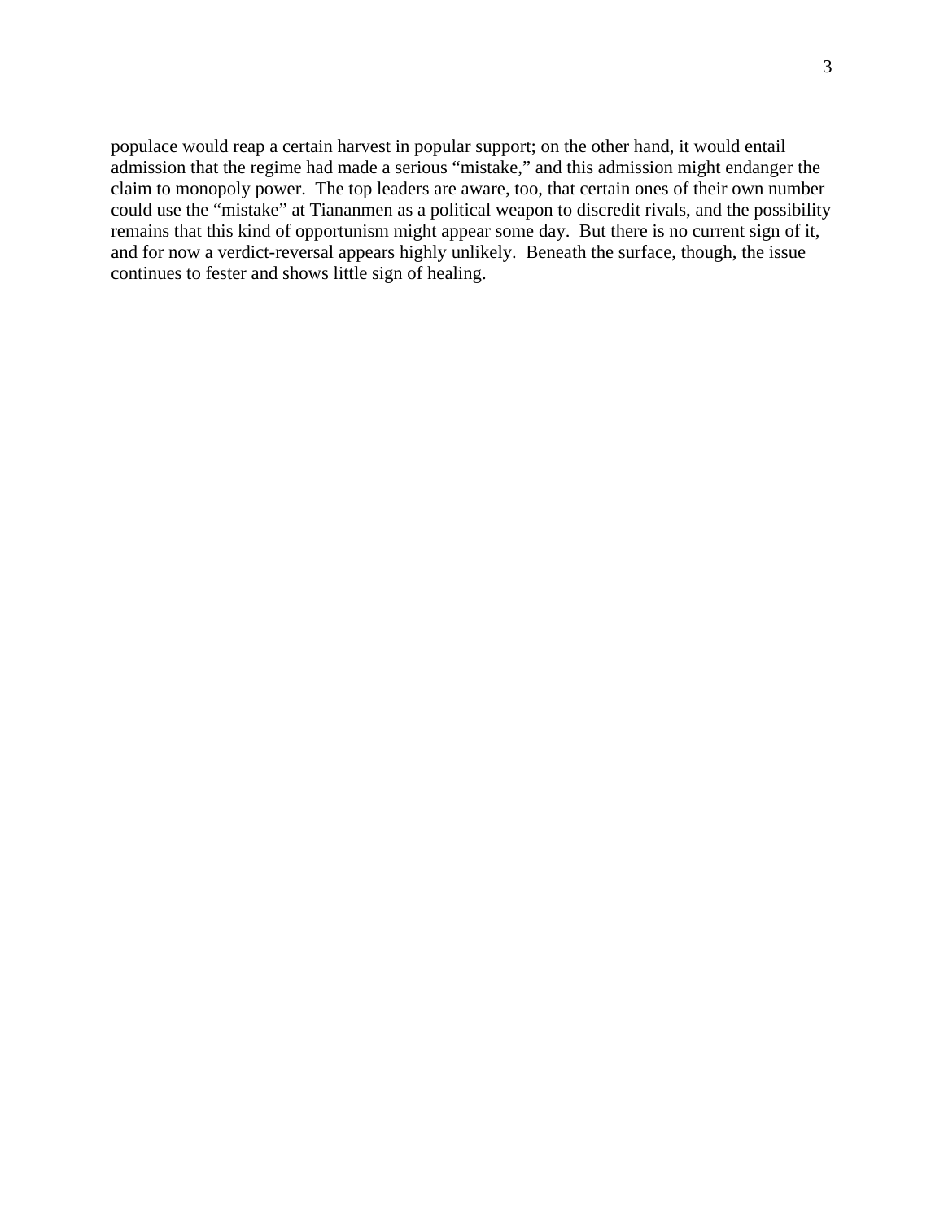populace would reap a certain harvest in popular support; on the other hand, it would entail admission that the regime had made a serious "mistake," and this admission might endanger the claim to monopoly power. The top leaders are aware, too, that certain ones of their own number could use the "mistake" at Tiananmen as a political weapon to discredit rivals, and the possibility remains that this kind of opportunism might appear some day. But there is no current sign of it, and for now a verdict-reversal appears highly unlikely. Beneath the surface, though, the issue continues to fester and shows little sign of healing.